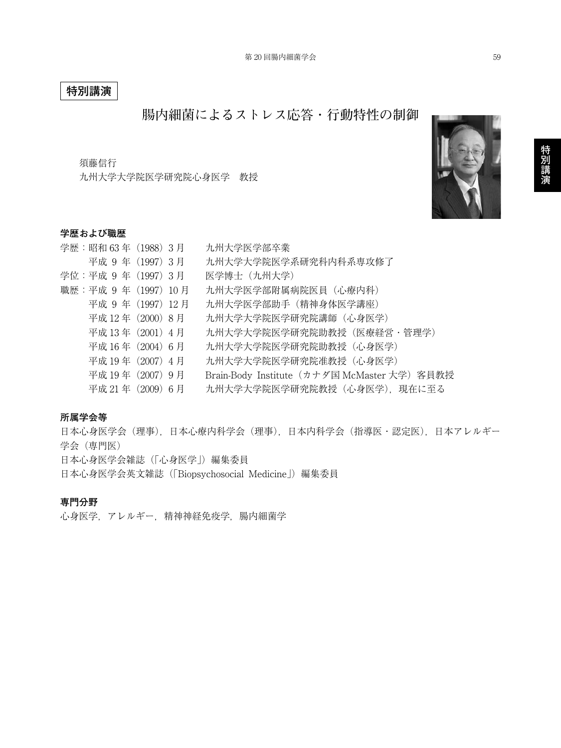**特別講演**

# 腸内細菌によるストレス応答・行動特性の制御

須藤信行
九州大学大学院医学研究院心身医学　教授

### 学歴および職歴

| | | |
|---|---|---|
| 学歴： | 昭和 63 年（1988）3 月 | 九州大学医学部卒業 |
| | 平成 9 年（1997）3 月 | 九州大学大学院医学系研究科内科系専攻修了 |
| 学位： | 平成 9 年（1997）3 月 | 医学博士（九州大学） |
| 職歴： | 平成 9 年（1997）10 月 | 九州大学医学部附属病院医員（心療内科） |
| | 平成 9 年（1997）12 月 | 九州大学医学部助手（精神身体医学講座） |
| | 平成 12 年（2000）8 月 | 九州大学大学院医学研究院講師（心身医学） |
| | 平成 13 年（2001）4 月 | 九州大学大学院医学研究院助教授（医療経営・管理学） |
| | 平成 16 年（2004）6 月 | 九州大学大学院医学研究院助教授（心身医学） |
| | 平成 19 年（2007）4 月 | 九州大学大学院医学研究院准教授（心身医学） |
| | 平成 19 年（2007）9 月 | Brain-Body Institute（カナダ国 McMaster 大学）客員教授 |
| | 平成 21 年（2009）6 月 | 九州大学大学院医学研究院教授（心身医学），現在に至る |

### 所属学会等

日本心身医学会（理事），日本心療内科学会（理事），日本内科学会（指導医・認定医），日本アレルギー学会（専門医）
日本心身医学会雑誌（「心身医学」）編集委員
日本心身医学会英文雑誌（「Biopsychosocial Medicine」）編集委員

### 専門分野

心身医学，アレルギー，精神神経免疫学，腸内細菌学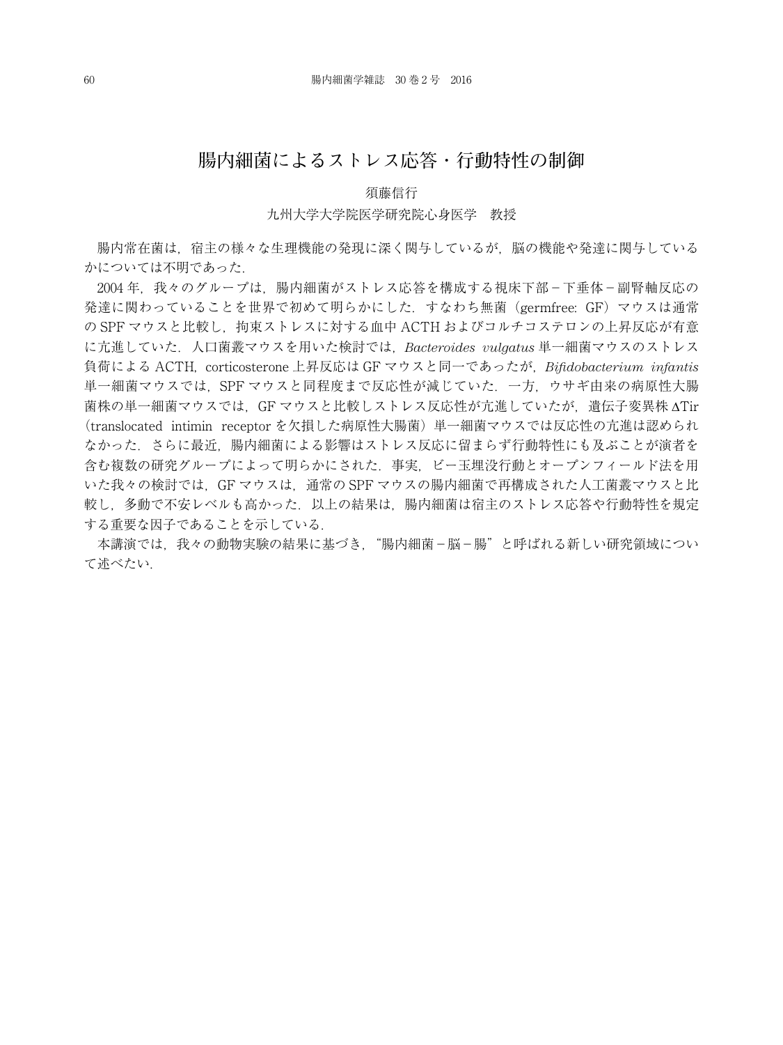# 腸内細菌によるストレス応答・行動特性の制御

須藤信行

九州大学大学院医学研究院心身医学　教授

腸内常在菌は，宿主の様々な生理機能の発現に深く関与しているが，脳の機能や発達に関与しているかについては不明であった．

2004 年，我々のグループは，腸内細菌がストレス応答を構成する視床下部－下垂体－副腎軸反応の発達に関わっていることを世界で初めて明らかにした．すなわち無菌（germfree: GF）マウスは通常の SPF マウスと比較し，拘束ストレスに対する血中 ACTH およびコルチコステロンの上昇反応が有意に亢進していた．人口菌叢マウスを用いた検討では，*Bacteroides vulgatus* 単一細菌マウスのストレス負荷による ACTH，corticosterone 上昇反応は GF マウスと同一であったが，*Bifidobacterium infantis* 単一細菌マウスでは，SPF マウスと同程度まで反応性が減じていた．一方，ウサギ由来の病原性大腸菌株の単一細菌マウスでは，GF マウスと比較しストレス反応性が亢進していたが，遺伝子変異株 ΔTir（translocated intimin receptor を欠損した病原性大腸菌）単一細菌マウスでは反応性の亢進は認められなかった．さらに最近，腸内細菌による影響はストレス反応に留まらず行動特性にも及ぶことが演者を含む複数の研究グループによって明らかにされた．事実，ビー玉埋没行動とオープンフィールド法を用いた我々の検討では，GF マウスは，通常の SPF マウスの腸内細菌で再構成された人工菌叢マウスと比較し，多動で不安レベルも高かった．以上の結果は，腸内細菌は宿主のストレス応答や行動特性を規定する重要な因子であることを示している．

本講演では，我々の動物実験の結果に基づき，“腸内細菌－脳－腸”と呼ばれる新しい研究領域について述べたい．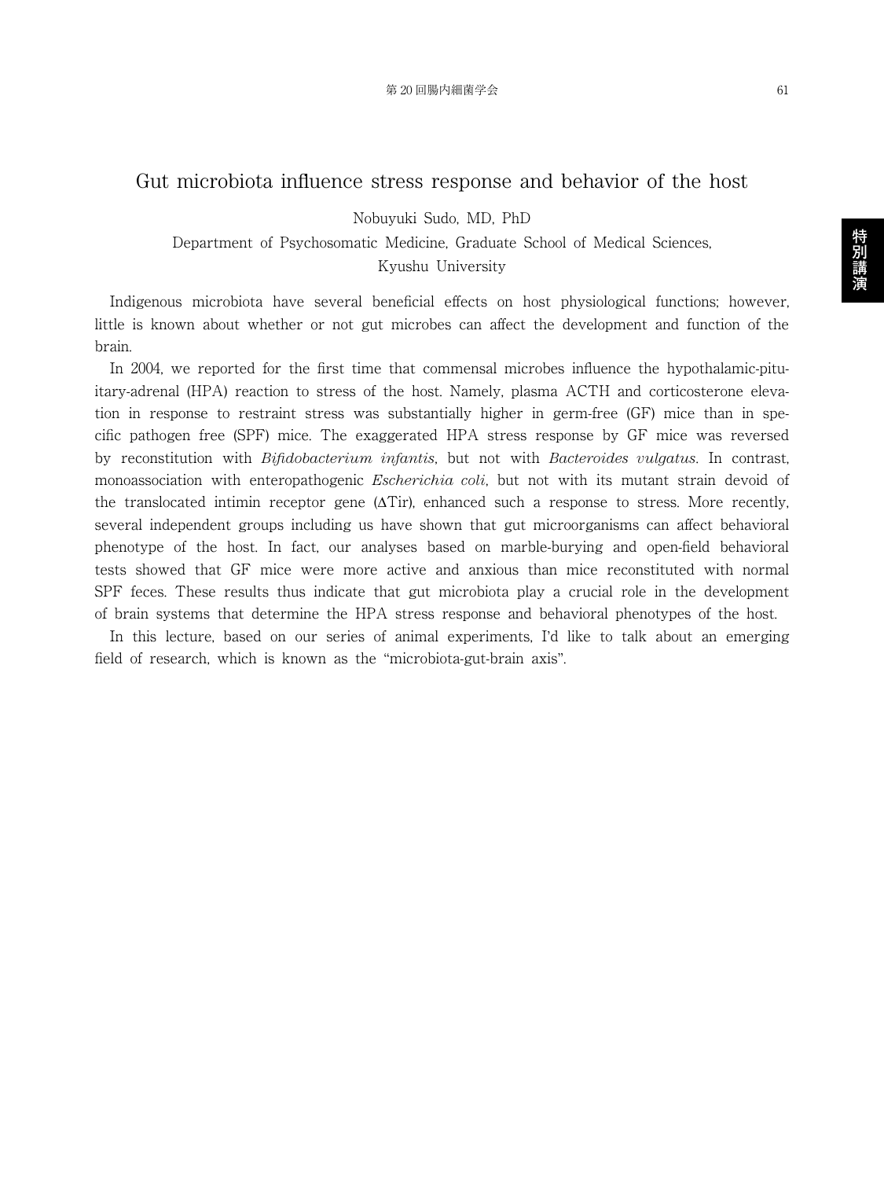# Gut microbiota influence stress response and behavior of the host

Nobuyuki Sudo, MD, PhD

Department of Psychosomatic Medicine, Graduate School of Medical Sciences, Kyushu University

Indigenous microbiota have several beneficial effects on host physiological functions; however, little is known about whether or not gut microbes can affect the development and function of the brain.

In 2004, we reported for the first time that commensal microbes influence the hypothalamic-pituitary-adrenal (HPA) reaction to stress of the host. Namely, plasma ACTH and corticosterone elevation in response to restraint stress was substantially higher in germ-free (GF) mice than in specific pathogen free (SPF) mice. The exaggerated HPA stress response by GF mice was reversed by reconstitution with *Bifidobacterium infantis*, but not with *Bacteroides vulgatus*. In contrast, monoassociation with enteropathogenic *Escherichia coli*, but not with its mutant strain devoid of the translocated intimin receptor gene (ΔTir), enhanced such a response to stress. More recently, several independent groups including us have shown that gut microorganisms can affect behavioral phenotype of the host. In fact, our analyses based on marble-burying and open-field behavioral tests showed that GF mice were more active and anxious than mice reconstituted with normal SPF feces. These results thus indicate that gut microbiota play a crucial role in the development of brain systems that determine the HPA stress response and behavioral phenotypes of the host.

In this lecture, based on our series of animal experiments, I'd like to talk about an emerging field of research, which is known as the "microbiota-gut-brain axis".